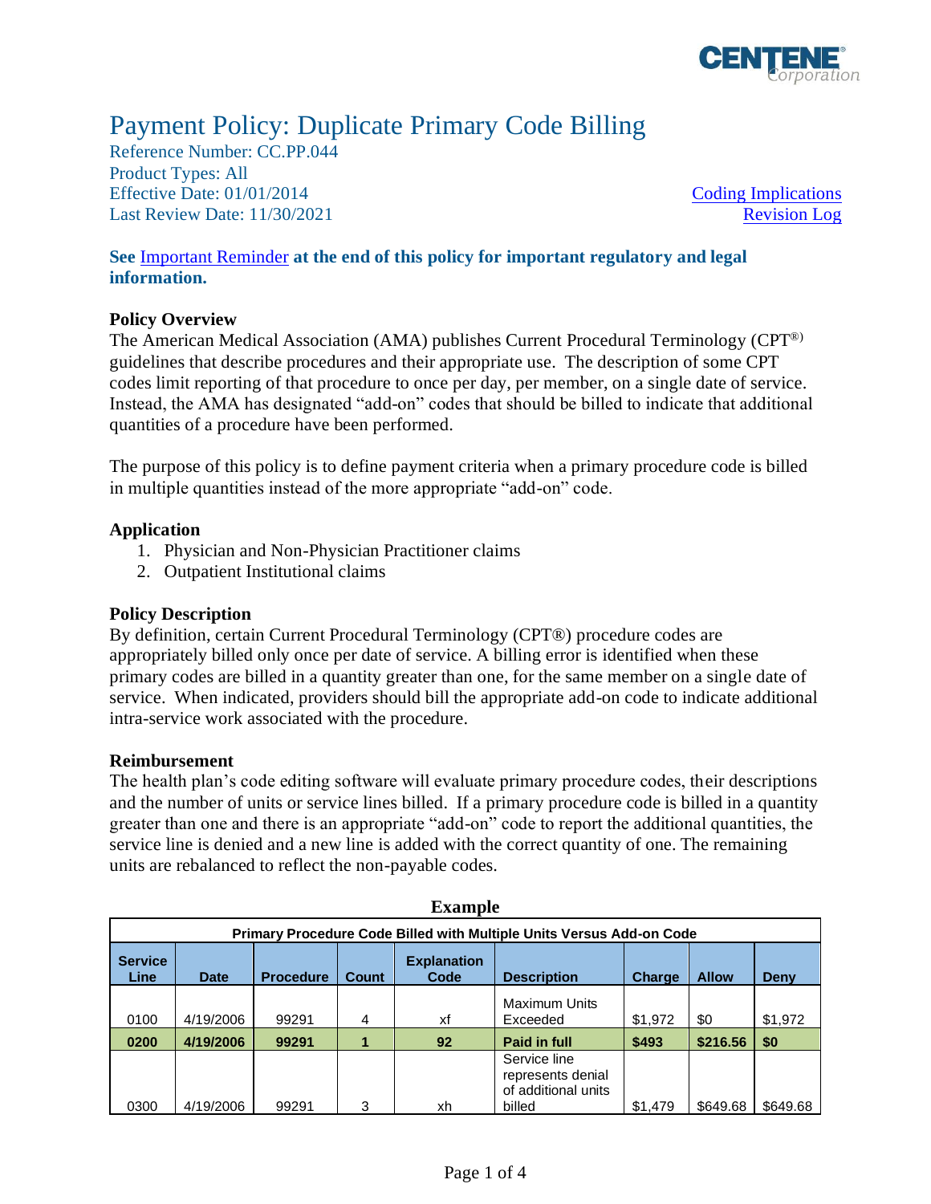# Payment Policy: Duplicate Primary Code Billing

Reference Number: CC.PP.044
Product Types: All
Effective Date: 01/01/2014
Last Review Date: 11/30/2021

Coding Implications
Revision Log

**See Important Reminder at the end of this policy for important regulatory and legal information.**

### Policy Overview

The American Medical Association (AMA) publishes Current Procedural Terminology (CPT®) guidelines that describe procedures and their appropriate use. The description of some CPT codes limit reporting of that procedure to once per day, per member, on a single date of service. Instead, the AMA has designated "add-on" codes that should be billed to indicate that additional quantities of a procedure have been performed.

The purpose of this policy is to define payment criteria when a primary procedure code is billed in multiple quantities instead of the more appropriate "add-on" code.

### Application

1. Physician and Non-Physician Practitioner claims
2. Outpatient Institutional claims

### Policy Description

By definition, certain Current Procedural Terminology (CPT®) procedure codes are appropriately billed only once per date of service. A billing error is identified when these primary codes are billed in a quantity greater than one, for the same member on a single date of service. When indicated, providers should bill the appropriate add-on code to indicate additional intra-service work associated with the procedure.

### Reimbursement

The health plan's code editing software will evaluate primary procedure codes, their descriptions and the number of units or service lines billed. If a primary procedure code is billed in a quantity greater than one and there is an appropriate "add-on" code to report the additional quantities, the service line is denied and a new line is added with the correct quantity of one. The remaining units are rebalanced to reflect the non-payable codes.

**Example**

| Primary Procedure Code Billed with Multiple Units Versus Add-on Code | | | | | | | | |
|---|---|---|---|---|---|---|---|---|
| **Service Line** | **Date** | **Procedure** | **Count** | **Explanation Code** | **Description** | **Charge** | **Allow** | **Deny** |
| 0100 | 4/19/2006 | 99291 | 4 | xf | Maximum Units Exceeded | $1,972 | $0 | $1,972 |
| **0200** | **4/19/2006** | **99291** | **1** | **92** | **Paid in full** | **$493** | **$216.56** | **$0** |
| 0300 | 4/19/2006 | 99291 | 3 | xh | Service line represents denial of additional units billed | $1,479 | $649.68 | $649.68 |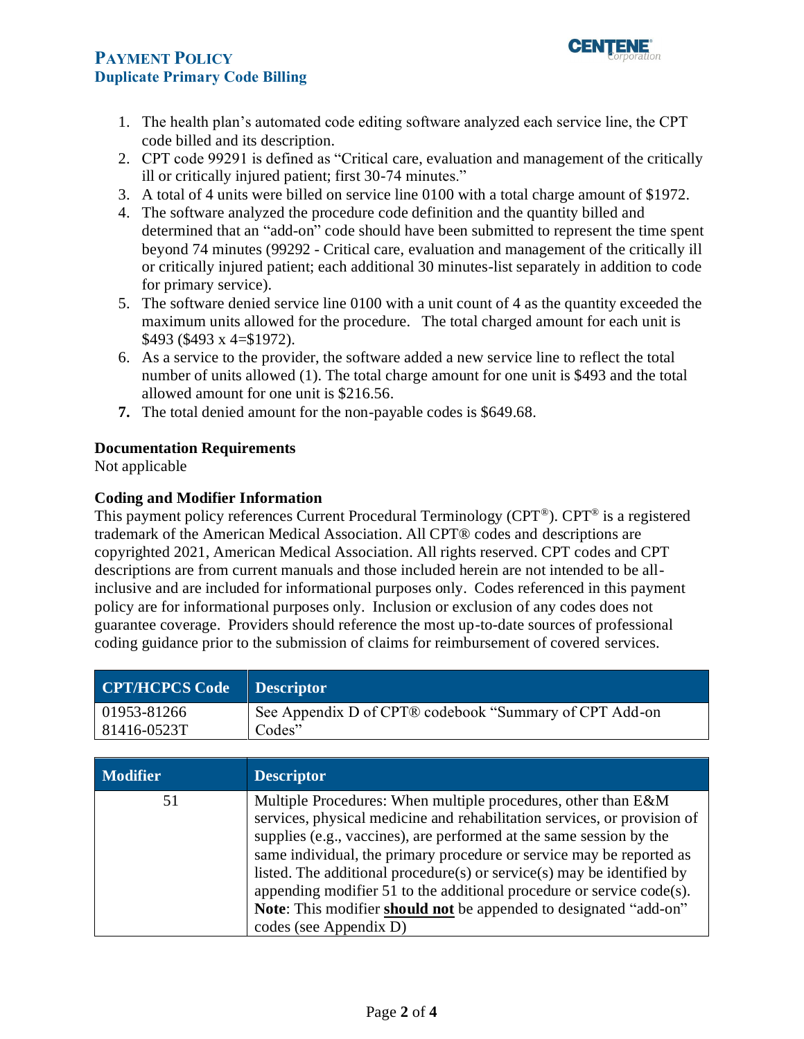1. The health plan's automated code editing software analyzed each service line, the CPT code billed and its description.
2. CPT code 99291 is defined as "Critical care, evaluation and management of the critically ill or critically injured patient; first 30-74 minutes."
3. A total of 4 units were billed on service line 0100 with a total charge amount of $1972.
4. The software analyzed the procedure code definition and the quantity billed and determined that an "add-on" code should have been submitted to represent the time spent beyond 74 minutes (99292 - Critical care, evaluation and management of the critically ill or critically injured patient; each additional 30 minutes-list separately in addition to code for primary service).
5. The software denied service line 0100 with a unit count of 4 as the quantity exceeded the maximum units allowed for the procedure. The total charged amount for each unit is $493 ($493 x 4=$1972).
6. As a service to the provider, the software added a new service line to reflect the total number of units allowed (1). The total charge amount for one unit is $493 and the total allowed amount for one unit is $216.56.
7. The total denied amount for the non-payable codes is $649.68.

**Documentation Requirements**
Not applicable

**Coding and Modifier Information**
This payment policy references Current Procedural Terminology (CPT®). CPT® is a registered trademark of the American Medical Association. All CPT® codes and descriptions are copyrighted 2021, American Medical Association. All rights reserved. CPT codes and CPT descriptions are from current manuals and those included herein are not intended to be all-inclusive and are included for informational purposes only. Codes referenced in this payment policy are for informational purposes only. Inclusion or exclusion of any codes does not guarantee coverage. Providers should reference the most up-to-date sources of professional coding guidance prior to the submission of claims for reimbursement of covered services.

| CPT/HCPCS Code | Descriptor |
|---|---|
| 01953-81266<br>81416-0523T | See Appendix D of CPT® codebook "Summary of CPT Add-on Codes" |

| Modifier | Descriptor |
|---|---|
| 51 | Multiple Procedures: When multiple procedures, other than E&M services, physical medicine and rehabilitation services, or provision of supplies (e.g., vaccines), are performed at the same session by the same individual, the primary procedure or service may be reported as listed. The additional procedure(s) or service(s) may be identified by appending modifier 51 to the additional procedure or service code(s). **Note**: This modifier **should not** be appended to designated "add-on" codes (see Appendix D) |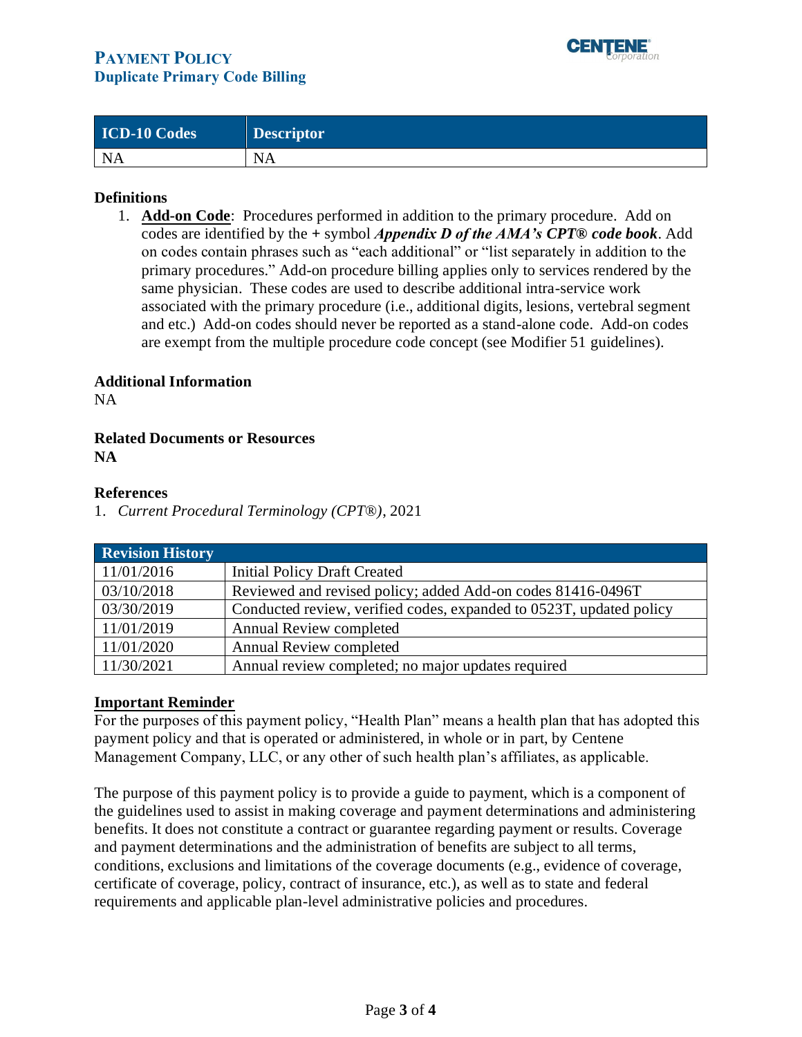| ICD-10 Codes | Descriptor |
| --- | --- |
| NA | NA |

### Definitions

1. **Add-on Code**: Procedures performed in addition to the primary procedure. Add on codes are identified by the **+** symbol ***Appendix D of the AMA's CPT® code book***. Add on codes contain phrases such as "each additional" or "list separately in addition to the primary procedures." Add-on procedure billing applies only to services rendered by the same physician. These codes are used to describe additional intra-service work associated with the primary procedure (i.e., additional digits, lesions, vertebral segment and etc.) Add-on codes should never be reported as a stand-alone code. Add-on codes are exempt from the multiple procedure code concept (see Modifier 51 guidelines).

### Additional Information

NA

### Related Documents or Resources

**NA**

### References

1. *Current Procedural Terminology (CPT®)*, 2021

| Revision History | |
| --- | --- |
| 11/01/2016 | Initial Policy Draft Created |
| 03/10/2018 | Reviewed and revised policy; added Add-on codes 81416-0496T |
| 03/30/2019 | Conducted review, verified codes, expanded to 0523T, updated policy |
| 11/01/2019 | Annual Review completed |
| 11/01/2020 | Annual Review completed |
| 11/30/2021 | Annual review completed; no major updates required |

### Important Reminder

For the purposes of this payment policy, "Health Plan" means a health plan that has adopted this payment policy and that is operated or administered, in whole or in part, by Centene Management Company, LLC, or any other of such health plan's affiliates, as applicable.

The purpose of this payment policy is to provide a guide to payment, which is a component of the guidelines used to assist in making coverage and payment determinations and administering benefits. It does not constitute a contract or guarantee regarding payment or results. Coverage and payment determinations and the administration of benefits are subject to all terms, conditions, exclusions and limitations of the coverage documents (e.g., evidence of coverage, certificate of coverage, policy, contract of insurance, etc.), as well as to state and federal requirements and applicable plan-level administrative policies and procedures.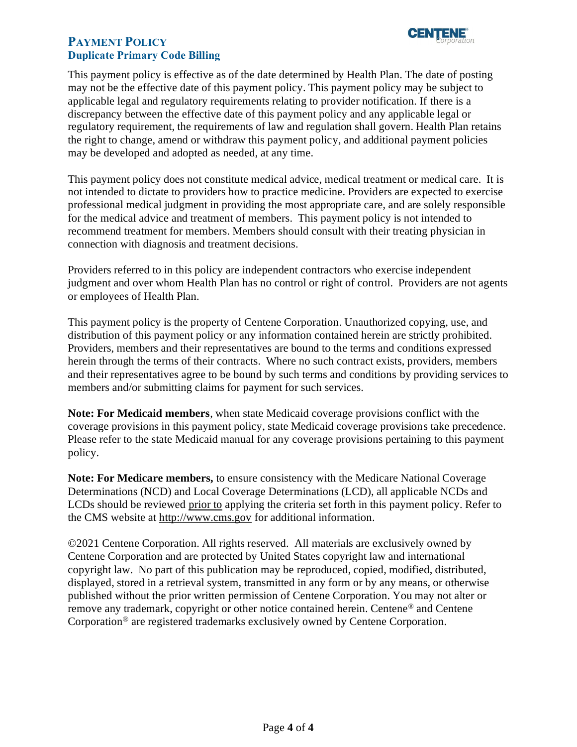This payment policy is effective as of the date determined by Health Plan. The date of posting may not be the effective date of this payment policy. This payment policy may be subject to applicable legal and regulatory requirements relating to provider notification. If there is a discrepancy between the effective date of this payment policy and any applicable legal or regulatory requirement, the requirements of law and regulation shall govern. Health Plan retains the right to change, amend or withdraw this payment policy, and additional payment policies may be developed and adopted as needed, at any time.

This payment policy does not constitute medical advice, medical treatment or medical care. It is not intended to dictate to providers how to practice medicine. Providers are expected to exercise professional medical judgment in providing the most appropriate care, and are solely responsible for the medical advice and treatment of members. This payment policy is not intended to recommend treatment for members. Members should consult with their treating physician in connection with diagnosis and treatment decisions.

Providers referred to in this policy are independent contractors who exercise independent judgment and over whom Health Plan has no control or right of control. Providers are not agents or employees of Health Plan.

This payment policy is the property of Centene Corporation. Unauthorized copying, use, and distribution of this payment policy or any information contained herein are strictly prohibited. Providers, members and their representatives are bound to the terms and conditions expressed herein through the terms of their contracts. Where no such contract exists, providers, members and their representatives agree to be bound by such terms and conditions by providing services to members and/or submitting claims for payment for such services.

**Note: For Medicaid members**, when state Medicaid coverage provisions conflict with the coverage provisions in this payment policy, state Medicaid coverage provisions take precedence. Please refer to the state Medicaid manual for any coverage provisions pertaining to this payment policy.

**Note: For Medicare members,** to ensure consistency with the Medicare National Coverage Determinations (NCD) and Local Coverage Determinations (LCD), all applicable NCDs and LCDs should be reviewed prior to applying the criteria set forth in this payment policy. Refer to the CMS website at http://www.cms.gov for additional information.

©2021 Centene Corporation. All rights reserved. All materials are exclusively owned by Centene Corporation and are protected by United States copyright law and international copyright law. No part of this publication may be reproduced, copied, modified, distributed, displayed, stored in a retrieval system, transmitted in any form or by any means, or otherwise published without the prior written permission of Centene Corporation. You may not alter or remove any trademark, copyright or other notice contained herein. Centene® and Centene Corporation® are registered trademarks exclusively owned by Centene Corporation.